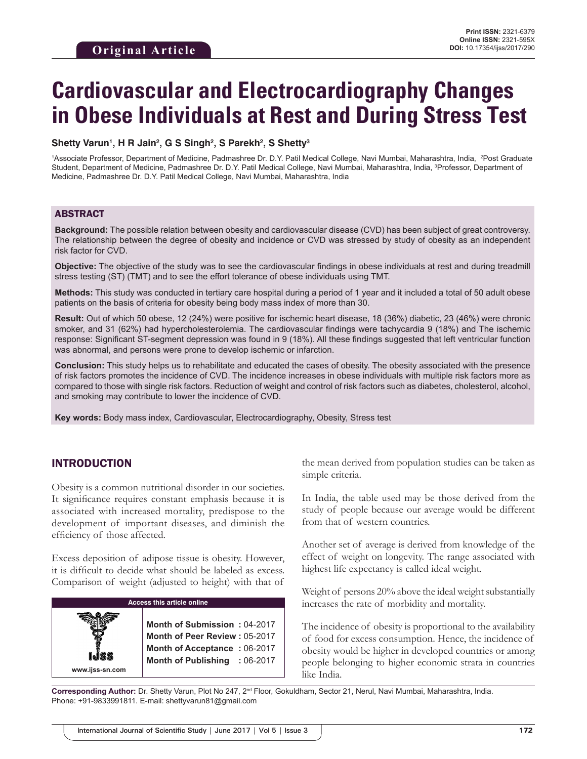Original Article

**Print ISSN:** 2321-6379
**Online ISSN:** 2321-595X
**DOI:** 10.17354/ijss/2017/290

# Cardiovascular and Electrocardiography Changes in Obese Individuals at Rest and During Stress Test

**Shetty Varun[1], H R Jain[2], G S Singh[2], S Parekh[2], S Shetty[3]**

[1]Associate Professor, Department of Medicine, Padmashree Dr. D.Y. Patil Medical College, Navi Mumbai, Maharashtra, India, [2]Post Graduate Student, Department of Medicine, Padmashree Dr. D.Y. Patil Medical College, Navi Mumbai, Maharashtra, India, [3]Professor, Department of Medicine, Padmashree Dr. D.Y. Patil Medical College, Navi Mumbai, Maharashtra, India

## ABSTRACT

**Background:** The possible relation between obesity and cardiovascular disease (CVD) has been subject of great controversy. The relationship between the degree of obesity and incidence or CVD was stressed by study of obesity as an independent risk factor for CVD.

**Objective:** The objective of the study was to see the cardiovascular findings in obese individuals at rest and during treadmill stress testing (ST) (TMT) and to see the effort tolerance of obese individuals using TMT.

**Methods:** This study was conducted in tertiary care hospital during a period of 1 year and it included a total of 50 adult obese patients on the basis of criteria for obesity being body mass index of more than 30.

**Result:** Out of which 50 obese, 12 (24%) were positive for ischemic heart disease, 18 (36%) diabetic, 23 (46%) were chronic smoker, and 31 (62%) had hypercholesterolemia. The cardiovascular findings were tachycardia 9 (18%) and The ischemic response: Significant ST-segment depression was found in 9 (18%). All these findings suggested that left ventricular function was abnormal, and persons were prone to develop ischemic or infarction.

**Conclusion:** This study helps us to rehabilitate and educated the cases of obesity. The obesity associated with the presence of risk factors promotes the incidence of CVD. The incidence increases in obese individuals with multiple risk factors more as compared to those with single risk factors. Reduction of weight and control of risk factors such as diabetes, cholesterol, alcohol, and smoking may contribute to lower the incidence of CVD.

**Key words:** Body mass index, Cardiovascular, Electrocardiography, Obesity, Stress test

## INTRODUCTION

Obesity is a common nutritional disorder in our societies. It significance requires constant emphasis because it is associated with increased mortality, predispose to the development of important diseases, and diminish the efficiency of those affected.

Excess deposition of adipose tissue is obesity. However, it is difficult to decide what should be labeled as excess. Comparison of weight (adjusted to height) with that of the mean derived from population studies can be taken as simple criteria.

In India, the table used may be those derived from the study of people because our average would be different from that of western countries.

Another set of average is derived from knowledge of the effect of weight on longevity. The range associated with highest life expectancy is called ideal weight.

Weight of persons 20% above the ideal weight substantially increases the rate of morbidity and mortality.

The incidence of obesity is proportional to the availability of food for excess consumption. Hence, the incidence of obesity would be higher in developed countries or among people belonging to higher economic strata in countries like India.

| Access this article online | |
|---|---|
| www.ijss-sn.com | **Month of Submission :** 04-2017<br>**Month of Peer Review :** 05-2017<br>**Month of Acceptance :** 06-2017<br>**Month of Publishing :** 06-2017 |

**Corresponding Author:** Dr. Shetty Varun, Plot No 247, 2nd Floor, Gokuldham, Sector 21, Nerul, Navi Mumbai, Maharashtra, India. Phone: +91-9833991811. E-mail: shettyvarun81@gmail.com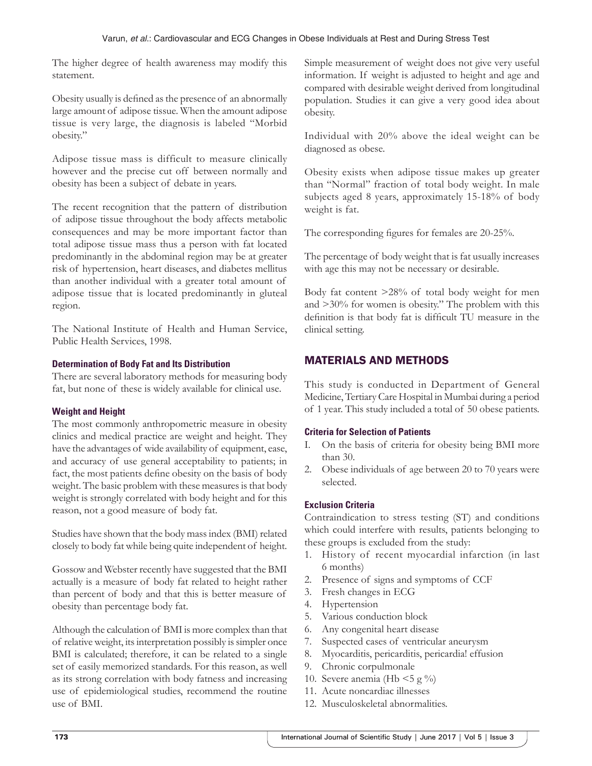The higher degree of health awareness may modify this statement.

Obesity usually is defined as the presence of an abnormally large amount of adipose tissue. When the amount adipose tissue is very large, the diagnosis is labeled "Morbid obesity."

Adipose tissue mass is difficult to measure clinically however and the precise cut off between normally and obesity has been a subject of debate in years.

The recent recognition that the pattern of distribution of adipose tissue throughout the body affects metabolic consequences and may be more important factor than total adipose tissue mass thus a person with fat located predominantly in the abdominal region may be at greater risk of hypertension, heart diseases, and diabetes mellitus than another individual with a greater total amount of adipose tissue that is located predominantly in gluteal region.

The National Institute of Health and Human Service, Public Health Services, 1998.

### Determination of Body Fat and Its Distribution

There are several laboratory methods for measuring body fat, but none of these is widely available for clinical use.

### Weight and Height

The most commonly anthropometric measure in obesity clinics and medical practice are weight and height. They have the advantages of wide availability of equipment, ease, and accuracy of use general acceptability to patients; in fact, the most patients define obesity on the basis of body weight. The basic problem with these measures is that body weight is strongly correlated with body height and for this reason, not a good measure of body fat.

Studies have shown that the body mass index (BMI) related closely to body fat while being quite independent of height.

Gossow and Webster recently have suggested that the BMI actually is a measure of body fat related to height rather than percent of body and that this is better measure of obesity than percentage body fat.

Although the calculation of BMI is more complex than that of relative weight, its interpretation possibly is simpler once BMI is calculated; therefore, it can be related to a single set of easily memorized standards. For this reason, as well as its strong correlation with body fatness and increasing use of epidemiological studies, recommend the routine use of BMI.

Simple measurement of weight does not give very useful information. If weight is adjusted to height and age and compared with desirable weight derived from longitudinal population. Studies it can give a very good idea about obesity.

Individual with 20% above the ideal weight can be diagnosed as obese.

Obesity exists when adipose tissue makes up greater than "Normal" fraction of total body weight. In male subjects aged 8 years, approximately 15-18% of body weight is fat.

The corresponding figures for females are 20-25%.

The percentage of body weight that is fat usually increases with age this may not be necessary or desirable.

Body fat content >28% of total body weight for men and >30% for women is obesity." The problem with this definition is that body fat is difficult TU measure in the clinical setting.

## MATERIALS AND METHODS

This study is conducted in Department of General Medicine, Tertiary Care Hospital in Mumbai during a period of 1 year. This study included a total of 50 obese patients.

### Criteria for Selection of Patients

1. On the basis of criteria for obesity being BMI more than 30.
2. Obese individuals of age between 20 to 70 years were selected.

### Exclusion Criteria

Contraindication to stress testing (ST) and conditions which could interfere with results, patients belonging to these groups is excluded from the study:

1. History of recent myocardial infarction (in last 6 months)
2. Presence of signs and symptoms of CCF
3. Fresh changes in ECG
4. Hypertension
5. Various conduction block
6. Any congenital heart disease
7. Suspected cases of ventricular aneurysm
8. Myocarditis, pericarditis, pericardia! effusion
9. Chronic corpulmonale
10. Severe anemia (Hb <5 g %)
11. Acute noncardiac illnesses
12. Musculoskeletal abnormalities.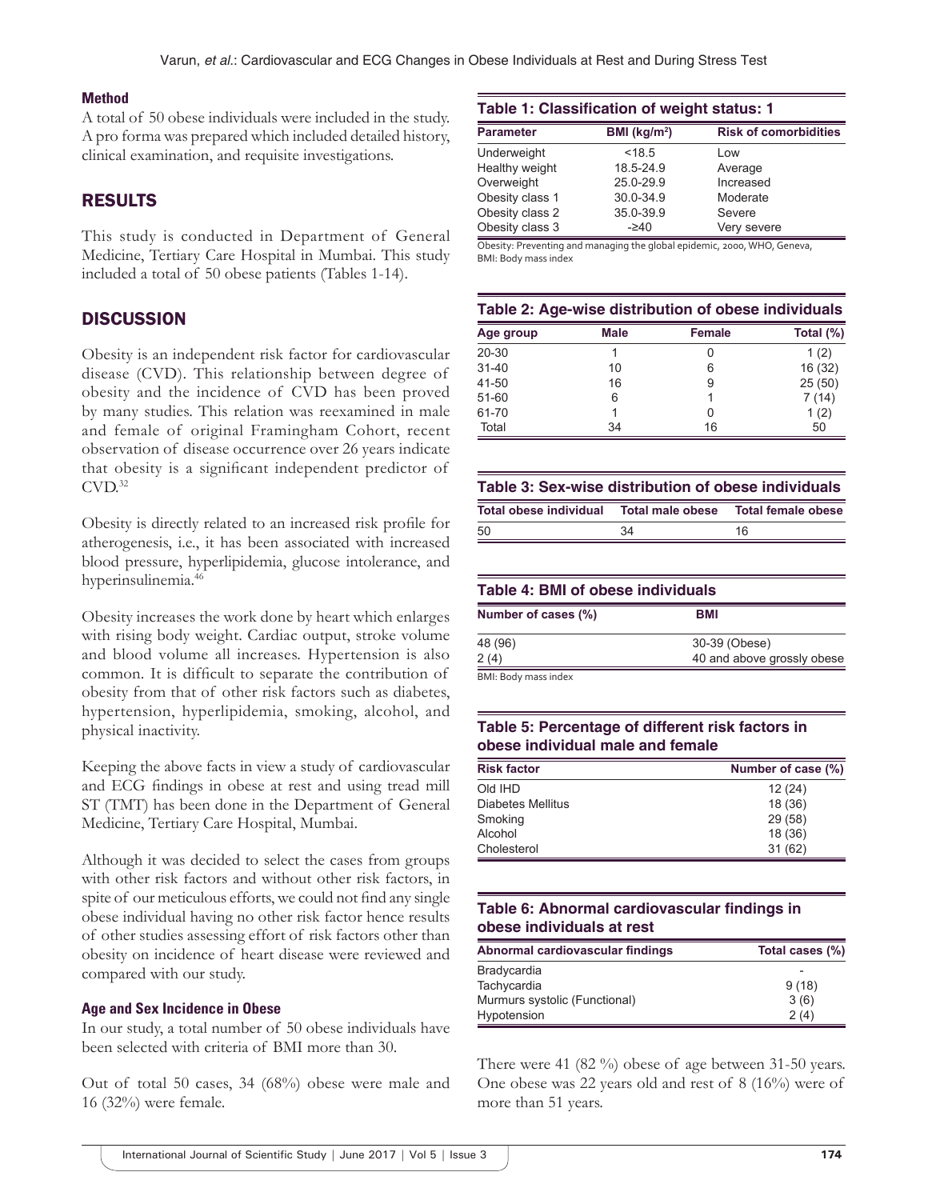### Method

A total of 50 obese individuals were included in the study. A pro forma was prepared which included detailed history, clinical examination, and requisite investigations.

## RESULTS

This study is conducted in Department of General Medicine, Tertiary Care Hospital in Mumbai. This study included a total of 50 obese patients (Tables 1-14).

## DISCUSSION

Obesity is an independent risk factor for cardiovascular disease (CVD). This relationship between degree of obesity and the incidence of CVD has been proved by many studies. This relation was reexamined in male and female of original Framingham Cohort, recent observation of disease occurrence over 26 years indicate that obesity is a significant independent predictor of CVD.[32]

Obesity is directly related to an increased risk profile for atherogenesis, i.e., it has been associated with increased blood pressure, hyperlipidemia, glucose intolerance, and hyperinsulinemia.[46]

Obesity increases the work done by heart which enlarges with rising body weight. Cardiac output, stroke volume and blood volume all increases. Hypertension is also common. It is difficult to separate the contribution of obesity from that of other risk factors such as diabetes, hypertension, hyperlipidemia, smoking, alcohol, and physical inactivity.

Keeping the above facts in view a study of cardiovascular and ECG findings in obese at rest and using tread mill ST (TMT) has been done in the Department of General Medicine, Tertiary Care Hospital, Mumbai.

Although it was decided to select the cases from groups with other risk factors and without other risk factors, in spite of our meticulous efforts, we could not find any single obese individual having no other risk factor hence results of other studies assessing effort of risk factors other than obesity on incidence of heart disease were reviewed and compared with our study.

### Age and Sex Incidence in Obese

In our study, a total number of 50 obese individuals have been selected with criteria of BMI more than 30.

Out of total 50 cases, 34 (68%) obese were male and 16 (32%) were female.

**Table 1: Classification of weight status: 1**

| Parameter | BMI (kg/m²) | Risk of comorbidities |
|---|---|---|
| Underweight | <18.5 | Low |
| Healthy weight | 18.5-24.9 | Average |
| Overweight | 25.0-29.9 | Increased |
| Obesity class 1 | 30.0-34.9 | Moderate |
| Obesity class 2 | 35.0-39.9 | Severe |
| Obesity class 3 | -≥40 | Very severe |

Obesity: Preventing and managing the global epidemic, 2000, WHO, Geneva, BMI: Body mass index

**Table 2: Age-wise distribution of obese individuals**

| Age group | Male | Female | Total (%) |
|---|---|---|---|
| 20-30 | 1 | 0 | 1 (2) |
| 31-40 | 10 | 6 | 16 (32) |
| 41-50 | 16 | 9 | 25 (50) |
| 51-60 | 6 | 1 | 7 (14) |
| 61-70 | 1 | 0 | 1 (2) |
| Total | 34 | 16 | 50 |

**Table 3: Sex-wise distribution of obese individuals**

| Total obese individual | Total male obese | Total female obese |
|---|---|---|
| 50 | 34 | 16 |

**Table 4: BMI of obese individuals**

| Number of cases (%) | BMI |
|---|---|
| 48 (96) | 30-39 (Obese) |
| 2 (4) | 40 and above grossly obese |

BMI: Body mass index

**Table 5: Percentage of different risk factors in obese individual male and female**

| Risk factor | Number of case (%) |
|---|---|
| Old IHD | 12 (24) |
| Diabetes Mellitus | 18 (36) |
| Smoking | 29 (58) |
| Alcohol | 18 (36) |
| Cholesterol | 31 (62) |

**Table 6: Abnormal cardiovascular findings in obese individuals at rest**

| Abnormal cardiovascular findings | Total cases (%) |
|---|---|
| Bradycardia | - |
| Tachycardia | 9 (18) |
| Murmurs systolic (Functional) | 3 (6) |
| Hypotension | 2 (4) |

There were 41 (82 %) obese of age between 31-50 years. One obese was 22 years old and rest of 8 (16%) were of more than 51 years.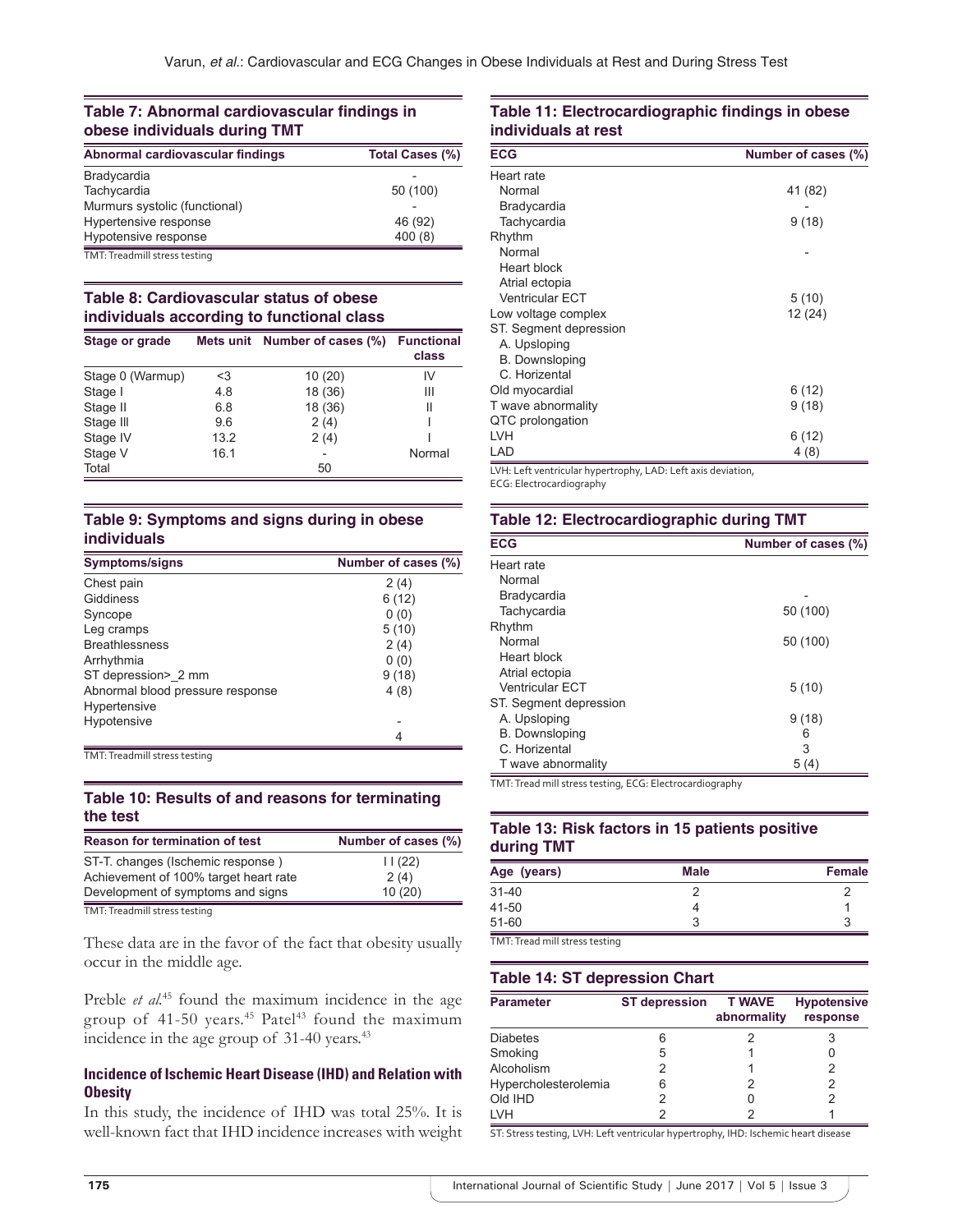### Table 7: Abnormal cardiovascular findings in obese individuals during TMT

| Abnormal cardiovascular findings | Total Cases (%) |
|---|---|
| Bradycardia | - |
| Tachycardia | 50 (100) |
| Murmurs systolic (functional) | - |
| Hypertensive response | 46 (92) |
| Hypotensive response | 400 (8) |

TMT: Treadmill stress testing

### Table 8: Cardiovascular status of obese individuals according to functional class

| Stage or grade | Mets unit | Number of cases (%) | Functional class |
|---|---|---|---|
| Stage 0 (Warmup) | <3 | 10 (20) | IV |
| Stage I | 4.8 | 18 (36) | III |
| Stage II | 6.8 | 18 (36) | II |
| Stage III | 9.6 | 2 (4) | I |
| Stage IV | 13.2 | 2 (4) | I |
| Stage V | 16.1 | - | Normal |
| Total | | 50 | |

### Table 9: Symptoms and signs during in obese individuals

| Symptoms/signs | Number of cases (%) |
|---|---|
| Chest pain | 2 (4) |
| Giddiness | 6 (12) |
| Syncope | 0 (0) |
| Leg cramps | 5 (10) |
| Breathlessness | 2 (4) |
| Arrhythmia | 0 (0) |
| ST depression>_2 mm | 9 (18) |
| Abnormal blood pressure response | 4 (8) |
| Hypertensive | |
| Hypotensive | - |
| | 4 |

TMT: Treadmill stress testing

### Table 10: Results of and reasons for terminating the test

| Reason for termination of test | Number of cases (%) |
|---|---|
| ST-T. changes (Ischemic response ) | 11 (22) |
| Achievement of 100% target heart rate | 2 (4) |
| Development of symptoms and signs | 10 (20) |

TMT: Treadmill stress testing

These data are in the favor of the fact that obesity usually occur in the middle age.

Preble *et al.*[45] found the maximum incidence in the age group of 41-50 years.[45] Patel[43] found the maximum incidence in the age group of 31-40 years.[43]

#### Incidence of Ischemic Heart Disease (IHD) and Relation with Obesity

In this study, the incidence of IHD was total 25%. It is well-known fact that IHD incidence increases with weight

### Table 11: Electrocardiographic findings in obese individuals at rest

| ECG | Number of cases (%) |
|---|---|
| Heart rate | |
| Normal | 41 (82) |
| Bradycardia | - |
| Tachycardia | 9 (18) |
| Rhythm | |
| Normal | - |
| Heart block | |
| Atrial ectopia | |
| Ventricular ECT | 5 (10) |
| Low voltage complex | 12 (24) |
| ST. Segment depression | |
| A. Upsloping | |
| B. Downsloping | |
| C. Horizental | |
| Old myocardial | 6 (12) |
| T wave abnormality | 9 (18) |
| QTC prolongation | |
| LVH | 6 (12) |
| LAD | 4 (8) |

LVH: Left ventricular hypertrophy, LAD: Left axis deviation, ECG: Electrocardiography

### Table 12: Electrocardiographic during TMT

| ECG | Number of cases (%) |
|---|---|
| Heart rate | |
| Normal | |
| Bradycardia | - |
| Tachycardia | 50 (100) |
| Rhythm | |
| Normal | 50 (100) |
| Heart block | |
| Atrial ectopia | |
| Ventricular ECT | 5 (10) |
| ST. Segment depression | |
| A. Upsloping | 9 (18) |
| B. Downsloping | 6 |
| C. Horizental | 3 |
| T wave abnormality | 5 (4) |

TMT: Tread mill stress testing, ECG: Electrocardiography

### Table 13: Risk factors in 15 patients positive during TMT

| Age (years) | Male | Female |
|---|---|---|
| 31-40 | 2 | 2 |
| 41-50 | 4 | 1 |
| 51-60 | 3 | 3 |

TMT: Tread mill stress testing

### Table 14: ST depression Chart

| Parameter | ST depression | T WAVE abnormality | Hypotensive response |
|---|---|---|---|
| Diabetes | 6 | 2 | 3 |
| Smoking | 5 | 1 | 0 |
| Alcoholism | 2 | 1 | 2 |
| Hypercholesterolemia | 6 | 2 | 2 |
| Old IHD | 2 | 0 | 2 |
| LVH | 2 | 2 | 1 |

ST: Stress testing, LVH: Left ventricular hypertrophy, IHD: Ischemic heart disease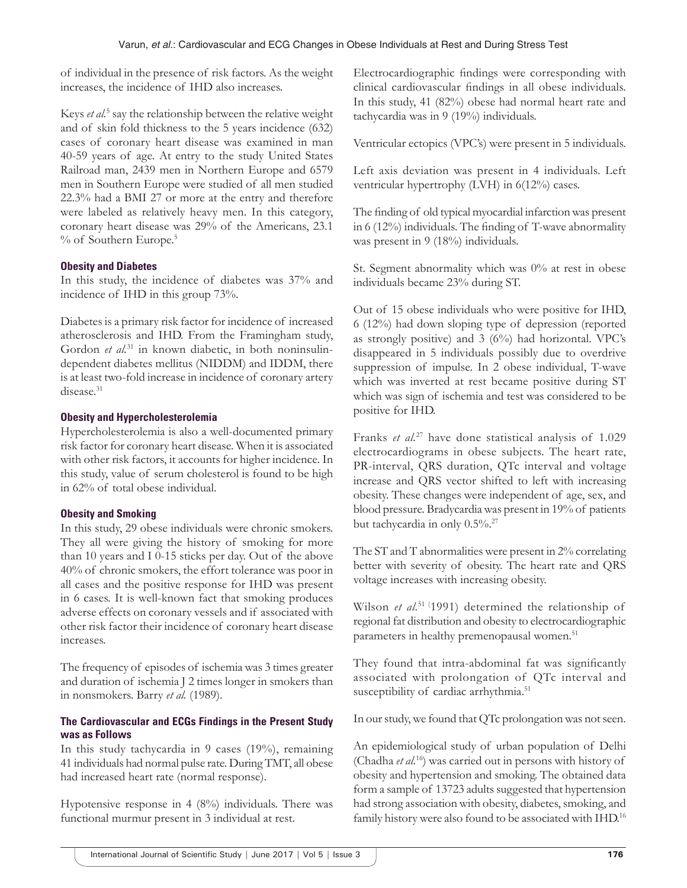of individual in the presence of risk factors. As the weight increases, the incidence of IHD also increases.

Keys *et al.*[5] say the relationship between the relative weight and of skin fold thickness to the 5 years incidence (632) cases of coronary heart disease was examined in man 40-59 years of age. At entry to the study United States Railroad man, 2439 men in Northern Europe and 6579 men in Southern Europe were studied of all men studied 22.3% had a BMI 27 or more at the entry and therefore were labeled as relatively heavy men. In this category, coronary heart disease was 29% of the Americans, 23.1 % of Southern Europe.[5]

#### Obesity and Diabetes

In this study, the incidence of diabetes was 37% and incidence of IHD in this group 73%.

Diabetes is a primary risk factor for incidence of increased atherosclerosis and IHD. From the Framingham study, Gordon *et al.*[31] in known diabetic, in both noninsulin-dependent diabetes mellitus (NIDDM) and IDDM, there is at least two-fold increase in incidence of coronary artery disease.[31]

#### Obesity and Hypercholesterolemia

Hypercholesterolemia is also a well-documented primary risk factor for coronary heart disease. When it is associated with other risk factors, it accounts for higher incidence. In this study, value of serum cholesterol is found to be high in 62% of total obese individual.

#### Obesity and Smoking

In this study, 29 obese individuals were chronic smokers. They all were giving the history of smoking for more than 10 years and I 0-15 sticks per day. Out of the above 40% of chronic smokers, the effort tolerance was poor in all cases and the positive response for IHD was present in 6 cases. It is well-known fact that smoking produces adverse effects on coronary vessels and if associated with other risk factor their incidence of coronary heart disease increases.

The frequency of episodes of ischemia was 3 times greater and duration of ischemia J 2 times longer in smokers than in nonsmokers. Barry *et al.* (1989).

#### The Cardiovascular and ECGs Findings in the Present Study was as Follows

In this study tachycardia in 9 cases (19%), remaining 41 individuals had normal pulse rate. During TMT, all obese had increased heart rate (normal response).

Hypotensive response in 4 (8%) individuals. There was functional murmur present in 3 individual at rest.

Electrocardiographic findings were corresponding with clinical cardiovascular findings in all obese individuals. In this study, 41 (82%) obese had normal heart rate and tachycardia was in 9 (19%) individuals.

Ventricular ectopics (VPC's) were present in 5 individuals.

Left axis deviation was present in 4 individuals. Left ventricular hypertrophy (LVH) in 6(12%) cases.

The finding of old typical myocardial infarction was present in 6 (12%) individuals. The finding of T-wave abnormality was present in 9 (18%) individuals.

St. Segment abnormality which was 0% at rest in obese individuals became 23% during ST.

Out of 15 obese individuals who were positive for IHD, 6 (12%) had down sloping type of depression (reported as strongly positive) and 3 (6%) had horizontal. VPC's disappeared in 5 individuals possibly due to overdrive suppression of impulse. In 2 obese individual, T-wave which was inverted at rest became positive during ST which was sign of ischemia and test was considered to be positive for IHD.

Franks *et al.*[27] have done statistical analysis of 1.029 electrocardiograms in obese subjects. The heart rate, PR-interval, QRS duration, QTc interval and voltage increase and QRS vector shifted to left with increasing obesity. These changes were independent of age, sex, and blood pressure. Bradycardia was present in 19% of patients but tachycardia in only 0.5%.[27]

The ST and T abnormalities were present in 2% correlating better with severity of obesity. The heart rate and QRS voltage increases with increasing obesity.

Wilson *et al.*[51] (1991) determined the relationship of regional fat distribution and obesity to electrocardiographic parameters in healthy premenopausal women.[51]

They found that intra-abdominal fat was significantly associated with prolongation of QTc interval and susceptibility of cardiac arrhythmia.[51]

In our study, we found that QTc prolongation was not seen.

An epidemiological study of urban population of Delhi (Chadha *et al.*[16]) was carried out in persons with history of obesity and hypertension and smoking. The obtained data form a sample of 13723 adults suggested that hypertension had strong association with obesity, diabetes, smoking, and family history were also found to be associated with IHD.[16]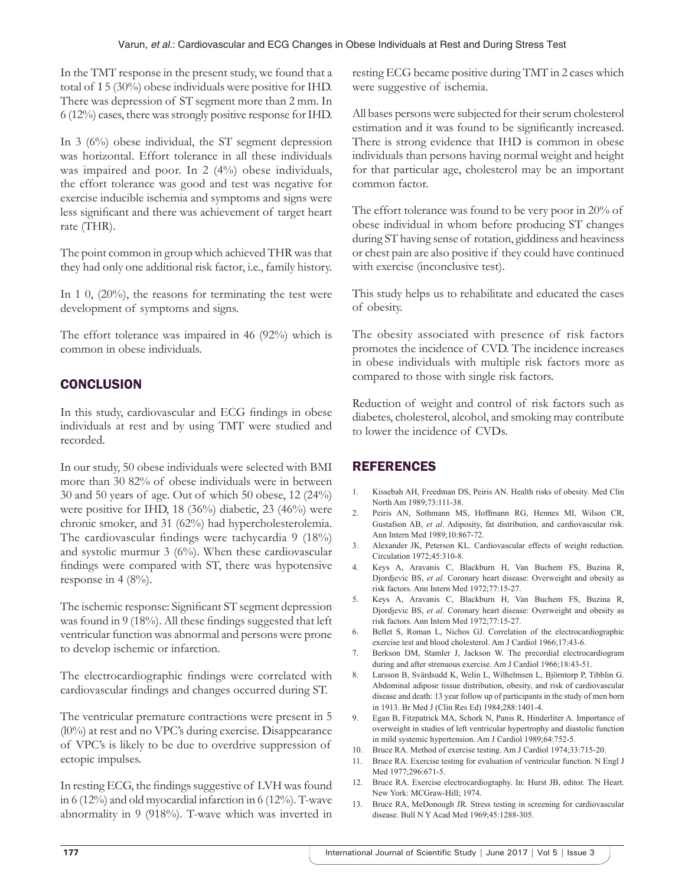In the TMT response in the present study, we found that a total of 1 5 (30%) obese individuals were positive for IHD. There was depression of ST segment more than 2 mm. In 6 (12%) cases, there was strongly positive response for IHD.

In 3 (6%) obese individual, the ST segment depression was horizontal. Effort tolerance in all these individuals was impaired and poor. In 2 (4%) obese individuals, the effort tolerance was good and test was negative for exercise inducible ischemia and symptoms and signs were less significant and there was achievement of target heart rate (THR).

The point common in group which achieved THR was that they had only one additional risk factor, i.e., family history.

In 1 0, (20%), the reasons for terminating the test were development of symptoms and signs.

The effort tolerance was impaired in 46 (92%) which is common in obese individuals.

## CONCLUSION

In this study, cardiovascular and ECG findings in obese individuals at rest and by using TMT were studied and recorded.

In our study, 50 obese individuals were selected with BMI more than 30 82% of obese individuals were in between 30 and 50 years of age. Out of which 50 obese, 12 (24%) were positive for IHD, 18 (36%) diabetic, 23 (46%) were chronic smoker, and 31 (62%) had hypercholesterolemia. The cardiovascular findings were tachycardia 9 (18%) and systolic murmur 3 (6%). When these cardiovascular findings were compared with ST, there was hypotensive response in 4 (8%).

The ischemic response: Significant ST segment depression was found in 9 (18%). All these findings suggested that left ventricular function was abnormal and persons were prone to develop ischemic or infarction.

The electrocardiographic findings were correlated with cardiovascular findings and changes occurred during ST.

The ventricular premature contractions were present in 5 (l0%) at rest and no VPC's during exercise. Disappearance of VPC's is likely to be due to overdrive suppression of ectopic impulses.

In resting ECG, the findings suggestive of LVH was found in 6 (12%) and old myocardial infarction in 6 (12%). T-wave abnormality in 9 (918%). T-wave which was inverted in resting ECG became positive during TMT in 2 cases which were suggestive of ischemia.

All bases persons were subjected for their serum cholesterol estimation and it was found to be significantly increased. There is strong evidence that IHD is common in obese individuals than persons having normal weight and height for that particular age, cholesterol may be an important common factor.

The effort tolerance was found to be very poor in 20% of obese individual in whom before producing ST changes during ST having sense of rotation, giddiness and heaviness or chest pain are also positive if they could have continued with exercise (inconclusive test).

This study helps us to rehabilitate and educated the cases of obesity.

The obesity associated with presence of risk factors promotes the incidence of CVD. The incidence increases in obese individuals with multiple risk factors more as compared to those with single risk factors.

Reduction of weight and control of risk factors such as diabetes, cholesterol, alcohol, and smoking may contribute to lower the incidence of CVDs.

## REFERENCES

1. Kissebah AH, Freedman DS, Peiris AN. Health risks of obesity. Med Clin North Am 1989;73:111-38.
2. Peiris AN, Sothmann MS, Hoffmann RG, Hennes MI, Wilson CR, Gustafson AB, *et al*. Adiposity, fat distribution, and cardiovascular risk. Ann Intern Med 1989;10:867-72.
3. Alexander JK, Peterson KL. Cardiovascular effects of weight reduction. Circulation 1972;45:310-8.
4. Keys A, Aravanis C, Blackburn H, Van Buchem FS, Buzina R, Djordjevic BS, *et al.* Coronary heart disease: Overweight and obesity as risk factors. Ann Intern Med 1972;77:15-27.
5. Keys A, Aravanis C, Blackburn H, Van Buchem FS, Buzina R, Djordjevic BS, *et al*. Coronary heart disease: Overweight and obesity as risk factors. Ann Intern Med 1972;77:15-27.
6. Bellet S, Roman L, Nichos GJ. Correlation of the electrocardiographic exercise test and blood cholesterol. Am J Cardiol 1966;17:43-6.
7. Berkson DM, Stamler J, Jackson W. The precordial electrocardiogram during and after strenuous exercise. Am J Cardiol 1966;18:43-51.
8. Larsson B, Svärdsudd K, Welin L, Wilhelmsen L, Björntorp P, Tibblin G. Abdominal adipose tissue distribution, obesity, and risk of cardiovascular disease and death: 13 year follow up of participants in the study of men born in 1913. Br Med J (Clin Res Ed) 1984;288:1401-4.
9. Egan B, Fitzpatrick MA, Schork N, Panis R, Hinderliter A. Importance of overweight in studies of left ventricular hypertrophy and diastolic function in mild systemic hypertension. Am J Cardiol 1989;64:752-5.
10. Bruce RA. Method of exercise testing. Am J Cardiol 1974;33:715-20.
11. Bruce RA. Exercise testing for evaluation of ventricular function. N Engl J Med 1977;296:671-5.
12. Bruce RA. Exercise electrocardiography. In: Hurst JB, editor. The Heart. New York: MCGraw-Hill; 1974.
13. Bruce RA, MeDonough JR. Stress testing in screening for cardiovascular disease. Bull N Y Acad Med 1969;45:1288-305.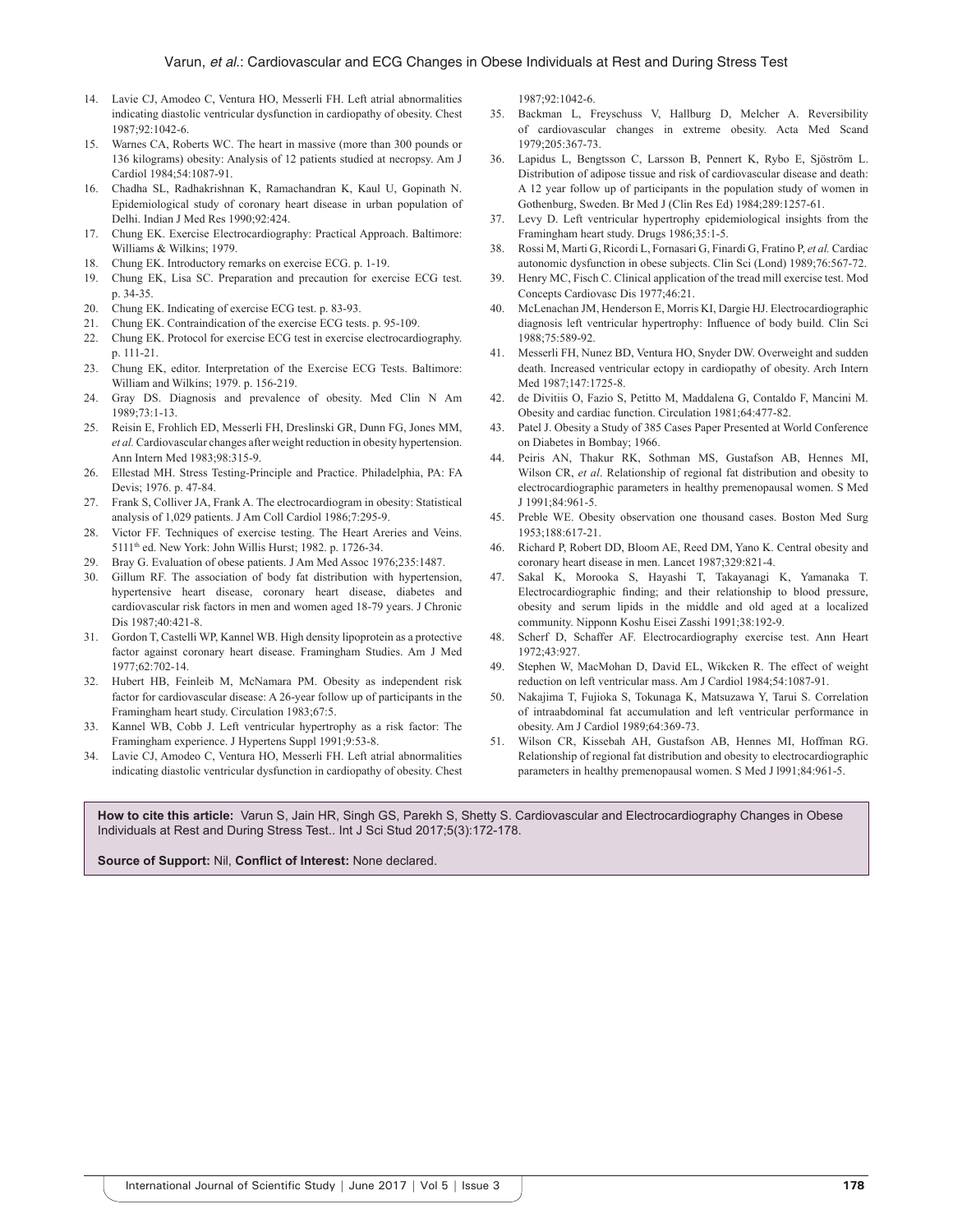14. Lavie CJ, Amodeo C, Ventura HO, Messerli FH. Left atrial abnormalities indicating diastolic ventricular dysfunction in cardiopathy of obesity. Chest 1987;92:1042-6.
15. Warnes CA, Roberts WC. The heart in massive (more than 300 pounds or 136 kilograms) obesity: Analysis of 12 patients studied at necropsy. Am J Cardiol 1984;54:1087-91.
16. Chadha SL, Radhakrishnan K, Ramachandran K, Kaul U, Gopinath N. Epidemiological study of coronary heart disease in urban population of Delhi. Indian J Med Res 1990;92:424.
17. Chung EK. Exercise Electrocardiography: Practical Approach. Baltimore: Williams & Wilkins; 1979.
18. Chung EK. Introductory remarks on exercise ECG. p. 1-19.
19. Chung EK, Lisa SC. Preparation and precaution for exercise ECG test. p. 34-35.
20. Chung EK. Indicating of exercise ECG test. p. 83-93.
21. Chung EK. Contraindication of the exercise ECG tests. p. 95-109.
22. Chung EK. Protocol for exercise ECG test in exercise electrocardiography. p. 111-21.
23. Chung EK, editor. Interpretation of the Exercise ECG Tests. Baltimore: William and Wilkins; 1979. p. 156-219.
24. Gray DS. Diagnosis and prevalence of obesity. Med Clin N Am 1989;73:1-13.
25. Reisin E, Frohlich ED, Messerli FH, Dreslinski GR, Dunn FG, Jones MM, *et al.* Cardiovascular changes after weight reduction in obesity hypertension. Ann Intern Med 1983;98:315-9.
26. Ellestad MH. Stress Testing-Principle and Practice. Philadelphia, PA: FA Devis; 1976. p. 47-84.
27. Frank S, Colliver JA, Frank A. The electrocardiogram in obesity: Statistical analysis of 1,029 patients. J Am Coll Cardiol 1986;7:295-9.
28. Victor FF. Techniques of exercise testing. The Heart Areries and Veins. 5111th ed. New York: John Willis Hurst; 1982. p. 1726-34.
29. Bray G. Evaluation of obese patients. J Am Med Assoc 1976;235:1487.
30. Gillum RF. The association of body fat distribution with hypertension, hypertensive heart disease, coronary heart disease, diabetes and cardiovascular risk factors in men and women aged 18-79 years. J Chronic Dis 1987;40:421-8.
31. Gordon T, Castelli WP, Kannel WB. High density lipoprotein as a protective factor against coronary heart disease. Framingham Studies. Am J Med 1977;62:702-14.
32. Hubert HB, Feinleib M, McNamara PM. Obesity as independent risk factor for cardiovascular disease: A 26-year follow up of participants in the Framingham heart study. Circulation 1983;67:5.
33. Kannel WB, Cobb J. Left ventricular hypertrophy as a risk factor: The Framingham experience. J Hypertens Suppl 1991;9:53-8.
34. Lavie CJ, Amodeo C, Ventura HO, Messerli FH. Left atrial abnormalities indicating diastolic ventricular dysfunction in cardiopathy of obesity. Chest 1987;92:1042-6.
35. Backman L, Freyschuss V, Hallburg D, Melcher A. Reversibility of cardiovascular changes in extreme obesity. Acta Med Scand 1979;205:367-73.
36. Lapidus L, Bengtsson C, Larsson B, Pennert K, Rybo E, Sjöström L. Distribution of adipose tissue and risk of cardiovascular disease and death: A 12 year follow up of participants in the population study of women in Gothenburg, Sweden. Br Med J (Clin Res Ed) 1984;289:1257-61.
37. Levy D. Left ventricular hypertrophy epidemiological insights from the Framingham heart study. Drugs 1986;35:1-5.
38. Rossi M, Marti G, Ricordi L, Fornasari G, Finardi G, Fratino P, *et al.* Cardiac autonomic dysfunction in obese subjects. Clin Sci (Lond) 1989;76:567-72.
39. Henry MC, Fisch C. Clinical application of the tread mill exercise test. Mod Concepts Cardiovasc Dis 1977;46:21.
40. McLenachan JM, Henderson E, Morris KI, Dargie HJ. Electrocardiographic diagnosis left ventricular hypertrophy: Influence of body build. Clin Sci 1988;75:589-92.
41. Messerli FH, Nunez BD, Ventura HO, Snyder DW. Overweight and sudden death. Increased ventricular ectopy in cardiopathy of obesity. Arch Intern Med 1987;147:1725-8.
42. de Divitiis O, Fazio S, Petitto M, Maddalena G, Contaldo F, Mancini M. Obesity and cardiac function. Circulation 1981;64:477-82.
43. Patel J. Obesity a Study of 385 Cases Paper Presented at World Conference on Diabetes in Bombay; 1966.
44. Peiris AN, Thakur RK, Sothman MS, Gustafson AB, Hennes MI, Wilson CR, *et al*. Relationship of regional fat distribution and obesity to electrocardiographic parameters in healthy premenopausal women. S Med J 1991;84:961-5.
45. Preble WE. Obesity observation one thousand cases. Boston Med Surg 1953;188:617-21.
46. Richard P, Robert DD, Bloom AE, Reed DM, Yano K. Central obesity and coronary heart disease in men. Lancet 1987;329:821-4.
47. Sakal K, Morooka S, Hayashi T, Takayanagi K, Yamanaka T. Electrocardiographic finding; and their relationship to blood pressure, obesity and serum lipids in the middle and old aged at a localized community. Nipponn Koshu Eisei Zasshi 1991;38:192-9.
48. Scherf D, Schaffer AF. Electrocardiography exercise test. Ann Heart 1972;43:927.
49. Stephen W, MacMohan D, David EL, Wikcken R. The effect of weight reduction on left ventricular mass. Am J Cardiol 1984;54:1087-91.
50. Nakajima T, Fujioka S, Tokunaga K, Matsuzawa Y, Tarui S. Correlation of intraabdominal fat accumulation and left ventricular performance in obesity. Am J Cardiol 1989;64:369-73.
51. Wilson CR, Kissebah AH, Gustafson AB, Hennes MI, Hoffman RG. Relationship of regional fat distribution and obesity to electrocardiographic parameters in healthy premenopausal women. S Med J l991;84:961-5.

**How to cite this article:** Varun S, Jain HR, Singh GS, Parekh S, Shetty S. Cardiovascular and Electrocardiography Changes in Obese Individuals at Rest and During Stress Test.. Int J Sci Stud 2017;5(3):172-178.

**Source of Support:** Nil, **Conflict of Interest:** None declared.